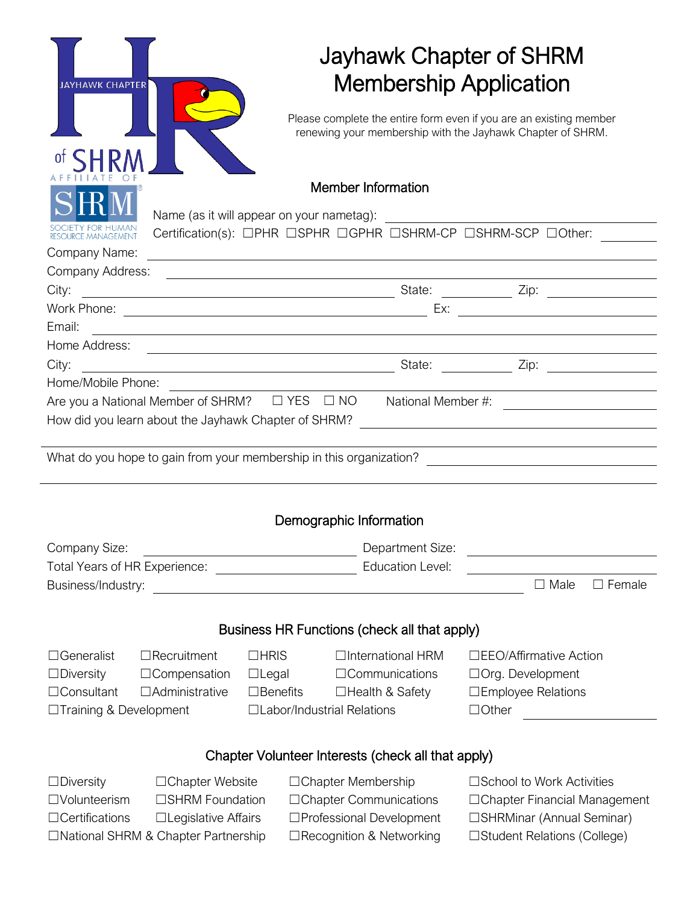# Jayhawk Chapter of SHRM Membership Application

Please complete the entire form even if you are an existing member renewing your membership with the Jayhawk Chapter of SHRM.

## Member Information

Name (as it will appear on your nametag): ____________________

Certification(s): ☐PHR ☐SPHR ☐GPHR ☐SHRM-CP ☐SHRM-SCP ☐Other: ________

Company Name: ____________________

Company Address: ____________________

City: ____________________ State: ________ Zip: ________

Work Phone: ____________________ Ex: ________

Email: ____________________

Home Address: ____________________

City: ____________________ State: ________ Zip: ________

Home/Mobile Phone: ____________________

Are you a National Member of SHRM? ☐ YES ☐ NO National Member #: ________

How did you learn about the Jayhawk Chapter of SHRM? ____________________

What do you hope to gain from your membership in this organization? ____________________

## Demographic Information

Company Size: ____________________ Department Size: ____________________

Total Years of HR Experience: ____________________ Education Level: ____________________

Business/Industry: ____________________ ☐ Male ☐ Female

## Business HR Functions (check all that apply)

☐Generalist ☐Recruitment ☐HRIS ☐International HRM ☐EEO/Affirmative Action

☐Diversity ☐Compensation ☐Legal ☐Communications ☐Org. Development

☐Consultant ☐Administrative ☐Benefits ☐Health & Safety ☐Employee Relations

☐Training & Development ☐Labor/Industrial Relations ☐Other ________

## Chapter Volunteer Interests (check all that apply)

☐Diversity ☐Chapter Website ☐Chapter Membership ☐School to Work Activities

☐Volunteerism ☐SHRM Foundation ☐Chapter Communications ☐Chapter Financial Management

☐Certifications ☐Legislative Affairs ☐Professional Development ☐SHRMinar (Annual Seminar)

☐National SHRM & Chapter Partnership ☐Recognition & Networking ☐Student Relations (College)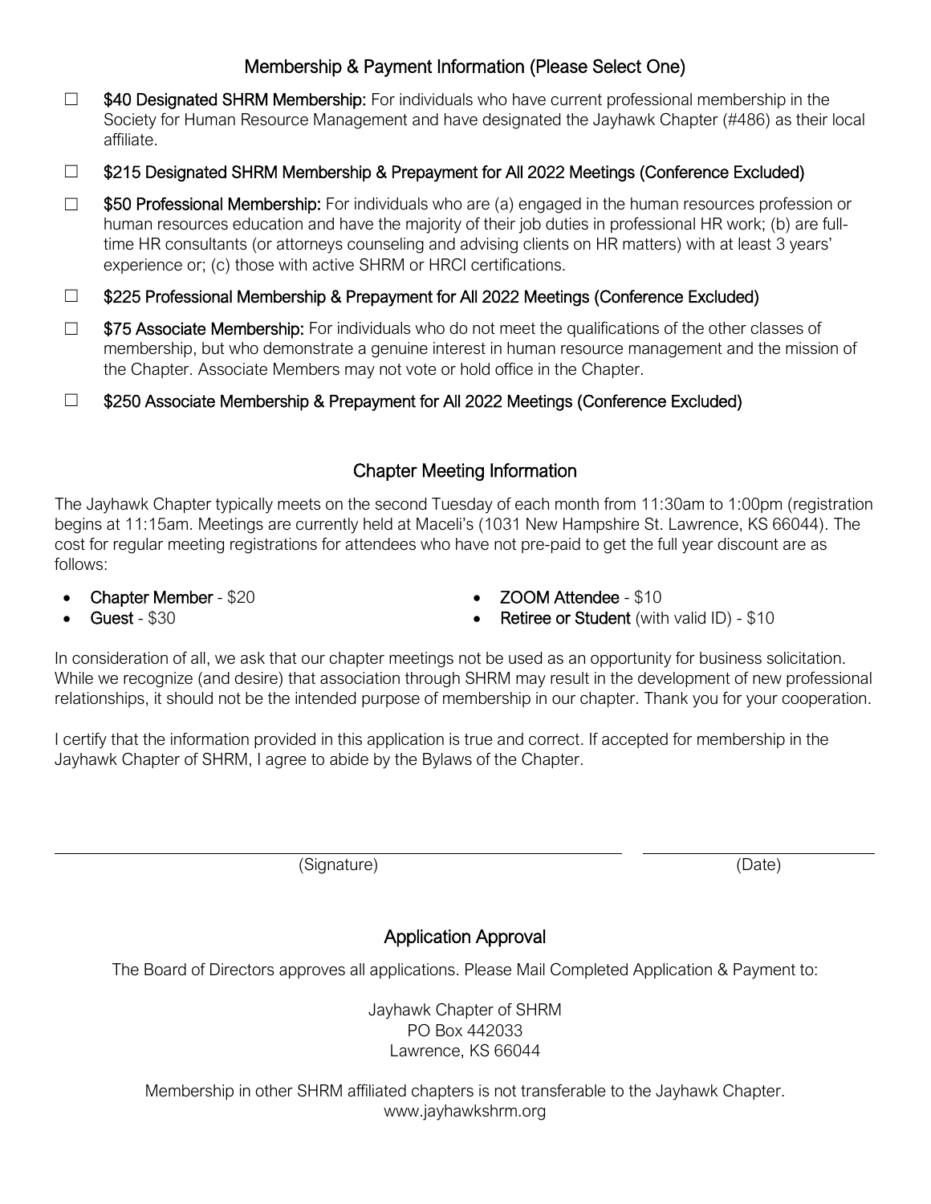## Membership & Payment Information (Please Select One)

☐ **$40 Designated SHRM Membership:** For individuals who have current professional membership in the Society for Human Resource Management and have designated the Jayhawk Chapter (#486) as their local affiliate.

☐ **$215 Designated SHRM Membership & Prepayment for All 2022 Meetings (Conference Excluded)**

☐ **$50 Professional Membership:** For individuals who are (a) engaged in the human resources profession or human resources education and have the majority of their job duties in professional HR work; (b) are full-time HR consultants (or attorneys counseling and advising clients on HR matters) with at least 3 years' experience or; (c) those with active SHRM or HRCI certifications.

☐ **$225 Professional Membership & Prepayment for All 2022 Meetings (Conference Excluded)**

☐ **$75 Associate Membership:** For individuals who do not meet the qualifications of the other classes of membership, but who demonstrate a genuine interest in human resource management and the mission of the Chapter. Associate Members may not vote or hold office in the Chapter.

☐ **$250 Associate Membership & Prepayment for All 2022 Meetings (Conference Excluded)**

## Chapter Meeting Information

The Jayhawk Chapter typically meets on the second Tuesday of each month from 11:30am to 1:00pm (registration begins at 11:15am. Meetings are currently held at Maceli's (1031 New Hampshire St. Lawrence, KS 66044). The cost for regular meeting registrations for attendees who have not pre-paid to get the full year discount are as follows:

- **Chapter Member** - $20
- **Guest** - $30
- **ZOOM Attendee** - $10
- **Retiree or Student** (with valid ID) - $10

In consideration of all, we ask that our chapter meetings not be used as an opportunity for business solicitation. While we recognize (and desire) that association through SHRM may result in the development of new professional relationships, it should not be the intended purpose of membership in our chapter. Thank you for your cooperation.

I certify that the information provided in this application is true and correct. If accepted for membership in the Jayhawk Chapter of SHRM, I agree to abide by the Bylaws of the Chapter.

\_\_\_\_\_\_\_\_\_\_\_\_\_\_\_\_\_\_\_\_\_\_\_\_\_\_\_\_\_\_\_\_\_\_\_\_\_\_\_\_ (Signature) \_\_\_\_\_\_\_\_\_\_\_\_\_\_\_\_\_\_\_\_ (Date)

## Application Approval

The Board of Directors approves all applications. Please Mail Completed Application & Payment to:

Jayhawk Chapter of SHRM
PO Box 442033
Lawrence, KS 66044

Membership in other SHRM affiliated chapters is not transferable to the Jayhawk Chapter.
www.jayhawkshrm.org